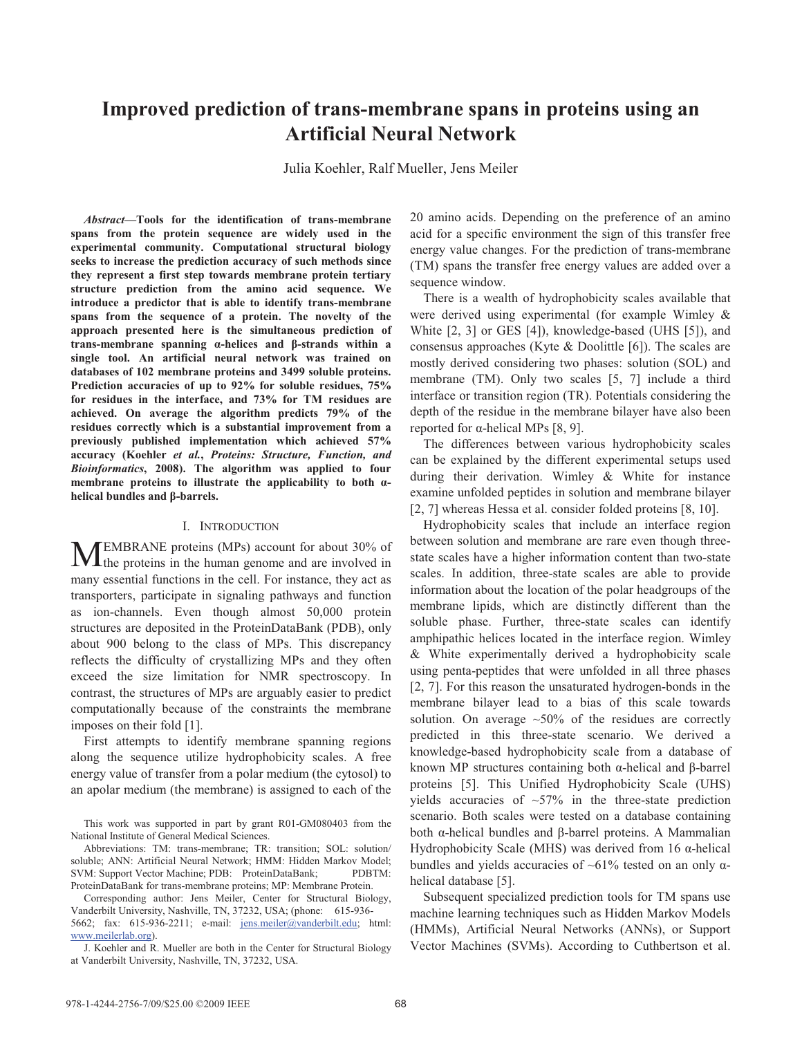# Improved prediction of trans-membrane spans in proteins using an Artificial Neural Network

Julia Koehler, Ralf Mueller, Jens Meiler

***Abstract*—Tools for the identification of trans-membrane spans from the protein sequence are widely used in the experimental community. Computational structural biology seeks to increase the prediction accuracy of such methods since they represent a first step towards membrane protein tertiary structure prediction from the amino acid sequence. We introduce a predictor that is able to identify trans-membrane spans from the sequence of a protein. The novelty of the approach presented here is the simultaneous prediction of trans-membrane spanning α-helices and β-strands within a single tool. An artificial neural network was trained on databases of 102 membrane proteins and 3499 soluble proteins. Prediction accuracies of up to 92% for soluble residues, 75% for residues in the interface, and 73% for TM residues are achieved. On average the algorithm predicts 79% of the residues correctly which is a substantial improvement from a previously published implementation which achieved 57% accuracy (Koehler *et al.*, *Proteins: Structure, Function, and Bioinformatics*, 2008). The algorithm was applied to four membrane proteins to illustrate the applicability to both α-helical bundles and β-barrels.**

## I. Introduction

Membrane proteins (MPs) account for about 30% of the proteins in the human genome and are involved in many essential functions in the cell. For instance, they act as transporters, participate in signaling pathways and function as ion-channels. Even though almost 50,000 protein structures are deposited in the ProteinDataBank (PDB), only about 900 belong to the class of MPs. This discrepancy reflects the difficulty of crystallizing MPs and they often exceed the size limitation for NMR spectroscopy. In contrast, the structures of MPs are arguably easier to predict computationally because of the constraints the membrane imposes on their fold [1].

First attempts to identify membrane spanning regions along the sequence utilize hydrophobicity scales. A free energy value of transfer from a polar medium (the cytosol) to an apolar medium (the membrane) is assigned to each of the 20 amino acids. Depending on the preference of an amino acid for a specific environment the sign of this transfer free energy value changes. For the prediction of trans-membrane (TM) spans the transfer free energy values are added over a sequence window.

There is a wealth of hydrophobicity scales available that were derived using experimental (for example Wimley & White [2, 3] or GES [4]), knowledge-based (UHS [5]), and consensus approaches (Kyte & Doolittle [6]). The scales are mostly derived considering two phases: solution (SOL) and membrane (TM). Only two scales [5, 7] include a third interface or transition region (TR). Potentials considering the depth of the residue in the membrane bilayer have also been reported for α-helical MPs [8, 9].

The differences between various hydrophobicity scales can be explained by the different experimental setups used during their derivation. Wimley & White for instance examine unfolded peptides in solution and membrane bilayer [2, 7] whereas Hessa et al. consider folded proteins [8, 10].

Hydrophobicity scales that include an interface region between solution and membrane are rare even though three-state scales have a higher information content than two-state scales. In addition, three-state scales are able to provide information about the location of the polar headgroups of the membrane lipids, which are distinctly different than the soluble phase. Further, three-state scales can identify amphipathic helices located in the interface region. Wimley & White experimentally derived a hydrophobicity scale using penta-peptides that were unfolded in all three phases [2, 7]. For this reason the unsaturated hydrogen-bonds in the membrane bilayer lead to a bias of this scale towards solution. On average ~50% of the residues are correctly predicted in this three-state scenario. We derived a knowledge-based hydrophobicity scale from a database of known MP structures containing both α-helical and β-barrel proteins [5]. This Unified Hydrophobicity Scale (UHS) yields accuracies of ~57% in the three-state prediction scenario. Both scales were tested on a database containing both α-helical bundles and β-barrel proteins. A Mammalian Hydrophobicity Scale (MHS) was derived from 16 α-helical bundles and yields accuracies of ~61% tested on an only α-helical database [5].

Subsequent specialized prediction tools for TM spans use machine learning techniques such as Hidden Markov Models (HMMs), Artificial Neural Networks (ANNs), or Support Vector Machines (SVMs). According to Cuthbertson et al.

---

This work was supported in part by grant R01-GM080403 from the National Institute of General Medical Sciences.

Abbreviations: TM: trans-membrane; TR: transition; SOL: solution/ soluble; ANN: Artificial Neural Network; HMM: Hidden Markov Model; SVM: Support Vector Machine; PDB: ProteinDataBank; PDBTM: ProteinDataBank for trans-membrane proteins; MP: Membrane Protein.

Corresponding author: Jens Meiler, Center for Structural Biology, Vanderbilt University, Nashville, TN, 37232, USA; (phone: 615-936-5662; fax: 615-936-2211; e-mail: jens.meiler@vanderbilt.edu; html: www.meilerlab.org).

J. Koehler and R. Mueller are both in the Center for Structural Biology at Vanderbilt University, Nashville, TN, 37232, USA.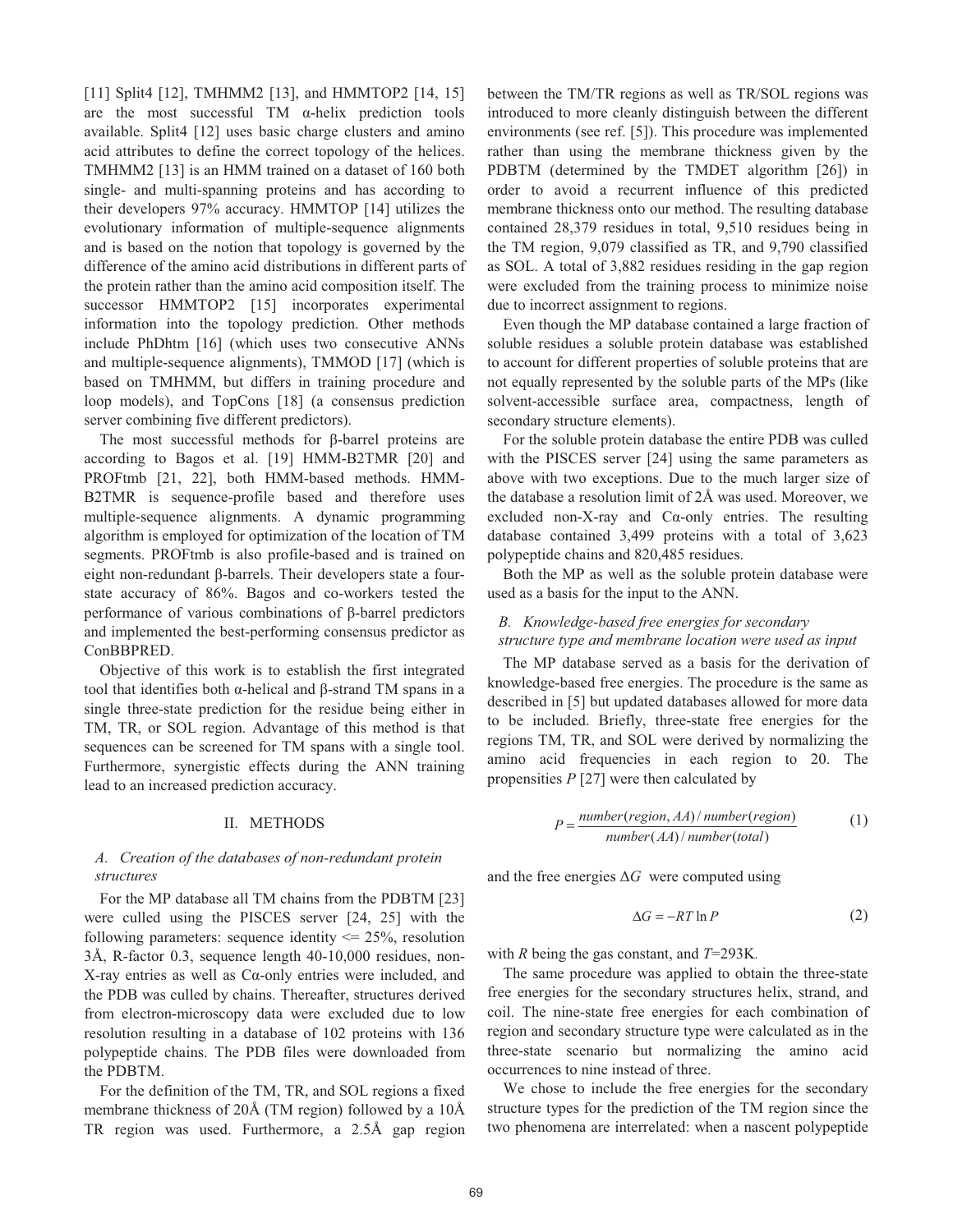[11] Split4 [12], TMHMM2 [13], and HMMTOP2 [14, 15] are the most successful TM α-helix prediction tools available. Split4 [12] uses basic charge clusters and amino acid attributes to define the correct topology of the helices. TMHMM2 [13] is an HMM trained on a dataset of 160 both single- and multi-spanning proteins and has according to their developers 97% accuracy. HMMTOP [14] utilizes the evolutionary information of multiple-sequence alignments and is based on the notion that topology is governed by the difference of the amino acid distributions in different parts of the protein rather than the amino acid composition itself. The successor HMMTOP2 [15] incorporates experimental information into the topology prediction. Other methods include PhDhtm [16] (which uses two consecutive ANNs and multiple-sequence alignments), TMMOD [17] (which is based on TMHMM, but differs in training procedure and loop models), and TopCons [18] (a consensus prediction server combining five different predictors).

The most successful methods for β-barrel proteins are according to Bagos et al. [19] HMM-B2TMR [20] and PROFtmb [21, 22], both HMM-based methods. HMM-B2TMR is sequence-profile based and therefore uses multiple-sequence alignments. A dynamic programming algorithm is employed for optimization of the location of TM segments. PROFtmb is also profile-based and is trained on eight non-redundant β-barrels. Their developers state a four-state accuracy of 86%. Bagos and co-workers tested the performance of various combinations of β-barrel predictors and implemented the best-performing consensus predictor as ConBBPRED.

Objective of this work is to establish the first integrated tool that identifies both α-helical and β-strand TM spans in a single three-state prediction for the residue being either in TM, TR, or SOL region. Advantage of this method is that sequences can be screened for TM spans with a single tool. Furthermore, synergistic effects during the ANN training lead to an increased prediction accuracy.

## II. Methods

### A. Creation of the databases of non-redundant protein structures

For the MP database all TM chains from the PDBTM [23] were culled using the PISCES server [24, 25] with the following parameters: sequence identity <= 25%, resolution 3Å, R-factor 0.3, sequence length 40-10,000 residues, non-X-ray entries as well as Cα-only entries were included, and the PDB was culled by chains. Thereafter, structures derived from electron-microscopy data were excluded due to low resolution resulting in a database of 102 proteins with 136 polypeptide chains. The PDB files were downloaded from the PDBTM.

For the definition of the TM, TR, and SOL regions a fixed membrane thickness of 20Å (TM region) followed by a 10Å TR region was used. Furthermore, a 2.5Å gap region between the TM/TR regions as well as TR/SOL regions was introduced to more cleanly distinguish between the different environments (see ref. [5]). This procedure was implemented rather than using the membrane thickness given by the PDBTM (determined by the TMDET algorithm [26]) in order to avoid a recurrent influence of this predicted membrane thickness onto our method. The resulting database contained 28,379 residues in total, 9,510 residues being in the TM region, 9,079 classified as TR, and 9,790 classified as SOL. A total of 3,882 residues residing in the gap region were excluded from the training process to minimize noise due to incorrect assignment to regions.

Even though the MP database contained a large fraction of soluble residues a soluble protein database was established to account for different properties of soluble proteins that are not equally represented by the soluble parts of the MPs (like solvent-accessible surface area, compactness, length of secondary structure elements).

For the soluble protein database the entire PDB was culled with the PISCES server [24] using the same parameters as above with two exceptions. Due to the much larger size of the database a resolution limit of 2Å was used. Moreover, we excluded non-X-ray and Cα-only entries. The resulting database contained 3,499 proteins with a total of 3,623 polypeptide chains and 820,485 residues.

Both the MP as well as the soluble protein database were used as a basis for the input to the ANN.

### B. Knowledge-based free energies for secondary structure type and membrane location were used as input

The MP database served as a basis for the derivation of knowledge-based free energies. The procedure is the same as described in [5] but updated databases allowed for more data to be included. Briefly, three-state free energies for the regions TM, TR, and SOL were derived by normalizing the amino acid frequencies in each region to 20. The propensities $P$ [27] were then calculated by

$$P = \frac{number(region, AA) / number(region)}{number(AA) / number(total)} \qquad (1)$$

and the free energies $\Delta G$ were computed using

$$\Delta G = -RT \ln P \qquad (2)$$

with $R$ being the gas constant, and $T$=293K.

The same procedure was applied to obtain the three-state free energies for the secondary structures helix, strand, and coil. The nine-state free energies for each combination of region and secondary structure type were calculated as in the three-state scenario but normalizing the amino acid occurrences to nine instead of three.

We chose to include the free energies for the secondary structure types for the prediction of the TM region since the two phenomena are interrelated: when a nascent polypeptide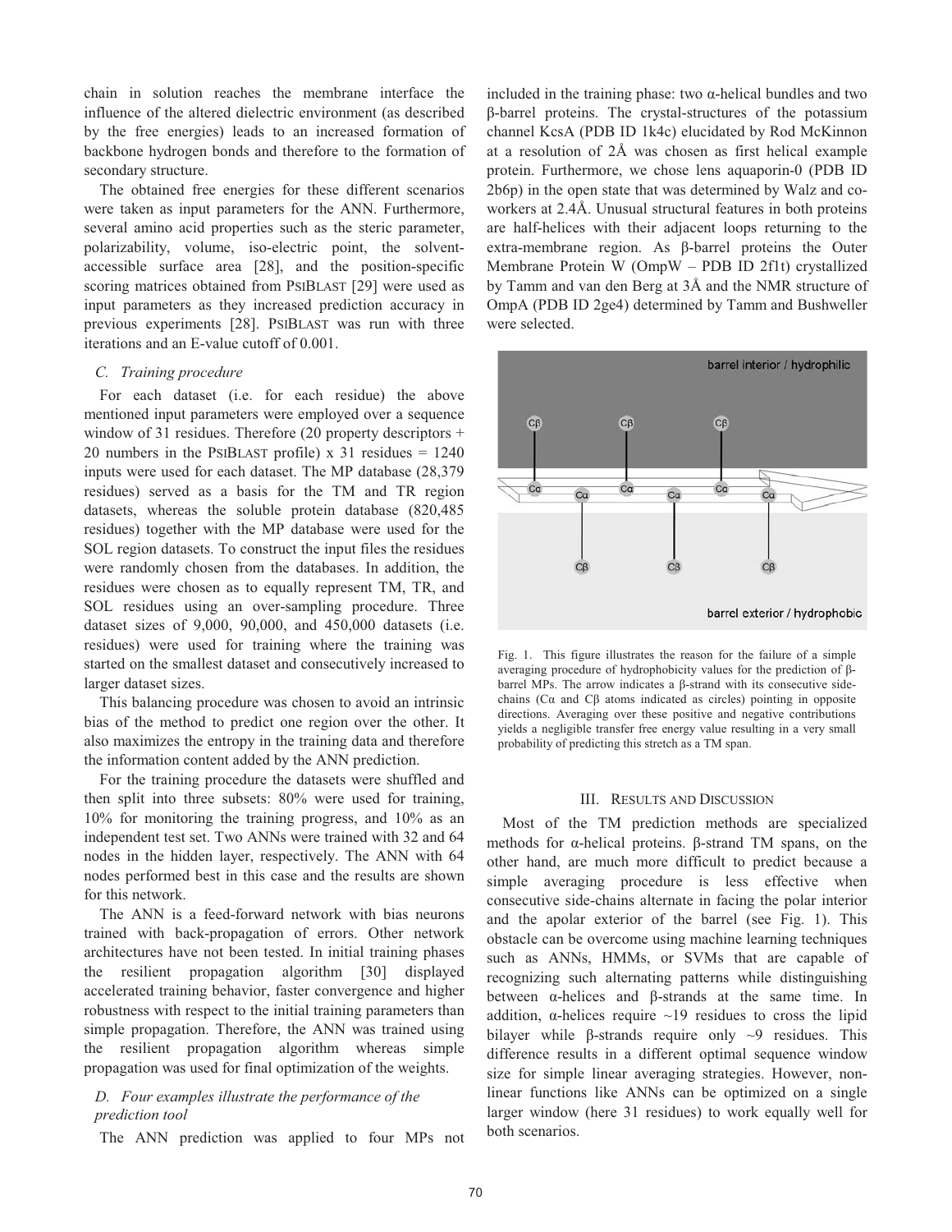chain in solution reaches the membrane interface the influence of the altered dielectric environment (as described by the free energies) leads to an increased formation of backbone hydrogen bonds and therefore to the formation of secondary structure.

The obtained free energies for these different scenarios were taken as input parameters for the ANN. Furthermore, several amino acid properties such as the steric parameter, polarizability, volume, iso-electric point, the solvent-accessible surface area [28], and the position-specific scoring matrices obtained from PSIBLAST [29] were used as input parameters as they increased prediction accuracy in previous experiments [28]. PSIBLAST was run with three iterations and an E-value cutoff of 0.001.

### C. Training procedure

For each dataset (i.e. for each residue) the above mentioned input parameters were employed over a sequence window of 31 residues. Therefore (20 property descriptors + 20 numbers in the PSIBLAST profile) x 31 residues = 1240 inputs were used for each dataset. The MP database (28,379 residues) served as a basis for the TM and TR region datasets, whereas the soluble protein database (820,485 residues) together with the MP database were used for the SOL region datasets. To construct the input files the residues were randomly chosen from the databases. In addition, the residues were chosen as to equally represent TM, TR, and SOL residues using an over-sampling procedure. Three dataset sizes of 9,000, 90,000, and 450,000 datasets (i.e. residues) were used for training where the training was started on the smallest dataset and consecutively increased to larger dataset sizes.

This balancing procedure was chosen to avoid an intrinsic bias of the method to predict one region over the other. It also maximizes the entropy in the training data and therefore the information content added by the ANN prediction.

For the training procedure the datasets were shuffled and then split into three subsets: 80% were used for training, 10% for monitoring the training progress, and 10% as an independent test set. Two ANNs were trained with 32 and 64 nodes in the hidden layer, respectively. The ANN with 64 nodes performed best in this case and the results are shown for this network.

The ANN is a feed-forward network with bias neurons trained with back-propagation of errors. Other network architectures have not been tested. In initial training phases the resilient propagation algorithm [30] displayed accelerated training behavior, faster convergence and higher robustness with respect to the initial training parameters than simple propagation. Therefore, the ANN was trained using the resilient propagation algorithm whereas simple propagation was used for final optimization of the weights.

### D. Four examples illustrate the performance of the prediction tool

The ANN prediction was applied to four MPs not included in the training phase: two α-helical bundles and two β-barrel proteins. The crystal-structures of the potassium channel KcsA (PDB ID 1k4c) elucidated by Rod McKinnon at a resolution of 2Å was chosen as first helical example protein. Furthermore, we chose lens aquaporin-0 (PDB ID 2b6p) in the open state that was determined by Walz and co-workers at 2.4Å. Unusual structural features in both proteins are half-helices with their adjacent loops returning to the extra-membrane region. As β-barrel proteins the Outer Membrane Protein W (OmpW – PDB ID 2f1t) crystallized by Tamm and van den Berg at 3Å and the NMR structure of OmpA (PDB ID 2ge4) determined by Tamm and Bushweller were selected.

Fig. 1. This figure illustrates the reason for the failure of a simple averaging procedure of hydrophobicity values for the prediction of β-barrel MPs. The arrow indicates a β-strand with its consecutive side-chains (Cα and Cβ atoms indicated as circles) pointing in opposite directions. Averaging over these positive and negative contributions yields a negligible transfer free energy value resulting in a very small probability of predicting this stretch as a TM span.

## III. Results and Discussion

Most of the TM prediction methods are specialized methods for α-helical proteins. β-strand TM spans, on the other hand, are much more difficult to predict because a simple averaging procedure is less effective when consecutive side-chains alternate in facing the polar interior and the apolar exterior of the barrel (see Fig. 1). This obstacle can be overcome using machine learning techniques such as ANNs, HMMs, or SVMs that are capable of recognizing such alternating patterns while distinguishing between α-helices and β-strands at the same time. In addition, α-helices require ~19 residues to cross the lipid bilayer while β-strands require only ~9 residues. This difference results in a different optimal sequence window size for simple linear averaging strategies. However, non-linear functions like ANNs can be optimized on a single larger window (here 31 residues) to work equally well for both scenarios.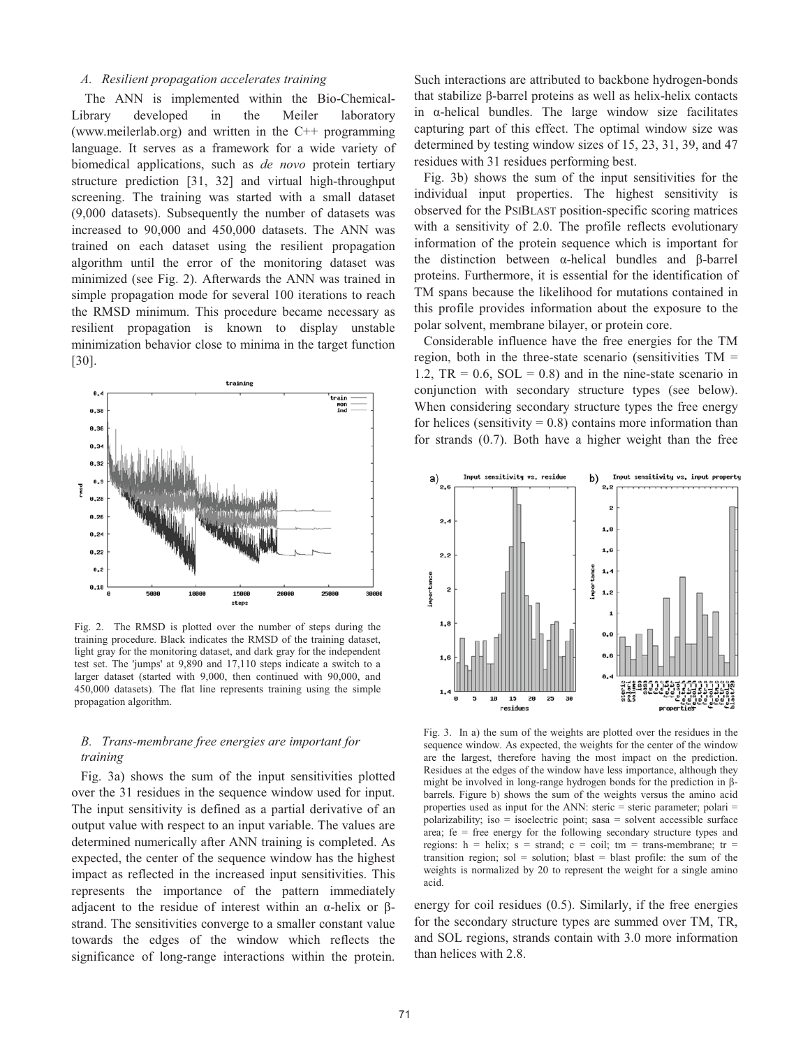### A. Resilient propagation accelerates training

The ANN is implemented within the Bio-Chemical-Library developed in the Meiler laboratory (www.meilerlab.org) and written in the C++ programming language. It serves as a framework for a wide variety of biomedical applications, such as *de novo* protein tertiary structure prediction [31, 32] and virtual high-throughput screening. The training was started with a small dataset (9,000 datasets). Subsequently the number of datasets was increased to 90,000 and 450,000 datasets. The ANN was trained on each dataset using the resilient propagation algorithm until the error of the monitoring dataset was minimized (see Fig. 2). Afterwards the ANN was trained in simple propagation mode for several 100 iterations to reach the RMSD minimum. This procedure became necessary as resilient propagation is known to display unstable minimization behavior close to minima in the target function [30].

Fig. 2. The RMSD is plotted over the number of steps during the training procedure. Black indicates the RMSD of the training dataset, light gray for the monitoring dataset, and dark gray for the independent test set. The 'jumps' at 9,890 and 17,110 steps indicate a switch to a larger dataset (started with 9,000, then continued with 90,000, and 450,000 datasets). The flat line represents training using the simple propagation algorithm.

### B. Trans-membrane free energies are important for training

Fig. 3a) shows the sum of the input sensitivities plotted over the 31 residues in the sequence window used for input. The input sensitivity is defined as a partial derivative of an output value with respect to an input variable. The values are determined numerically after ANN training is completed. As expected, the center of the sequence window has the highest impact as reflected in the increased input sensitivities. This represents the importance of the pattern immediately adjacent to the residue of interest within an α-helix or β-strand. The sensitivities converge to a smaller constant value towards the edges of the window which reflects the significance of long-range interactions within the protein. Such interactions are attributed to backbone hydrogen-bonds that stabilize β-barrel proteins as well as helix-helix contacts in α-helical bundles. The large window size facilitates capturing part of this effect. The optimal window size was determined by testing window sizes of 15, 23, 31, 39, and 47 residues with 31 residues performing best.

Fig. 3b) shows the sum of the input sensitivities for the individual input properties. The highest sensitivity is observed for the PsiBlast position-specific scoring matrices with a sensitivity of 2.0. The profile reflects evolutionary information of the protein sequence which is important for the distinction between α-helical bundles and β-barrel proteins. Furthermore, it is essential for the identification of TM spans because the likelihood for mutations contained in this profile provides information about the exposure to the polar solvent, membrane bilayer, or protein core.

Considerable influence have the free energies for the TM region, both in the three-state scenario (sensitivities TM = 1.2, TR = 0.6, SOL = 0.8) and in the nine-state scenario in conjunction with secondary structure types (see below). When considering secondary structure types the free energy for helices (sensitivity = 0.8) contains more information than for strands (0.7). Both have a higher weight than the free energy for coil residues (0.5). Similarly, if the free energies for the secondary structure types are summed over TM, TR, and SOL regions, strands contain with 3.0 more information than helices with 2.8.

Fig. 3. In a) the sum of the weights are plotted over the residues in the sequence window. As expected, the weights for the center of the window are the largest, therefore having the most impact on the prediction. Residues at the edges of the window have less importance, although they might be involved in long-range hydrogen bonds for the prediction in β-barrels. Figure b) shows the sum of the weights versus the amino acid properties used as input for the ANN: steric = steric parameter; polari = polarizability; iso = isoelectric point; sasa = solvent accessible surface area; fe = free energy for the following secondary structure types and regions: h = helix; s = strand; c = coil; tm = trans-membrane; tr = transition region; sol = solution; blast = blast profile: the sum of the weights is normalized by 20 to represent the weight for a single amino acid.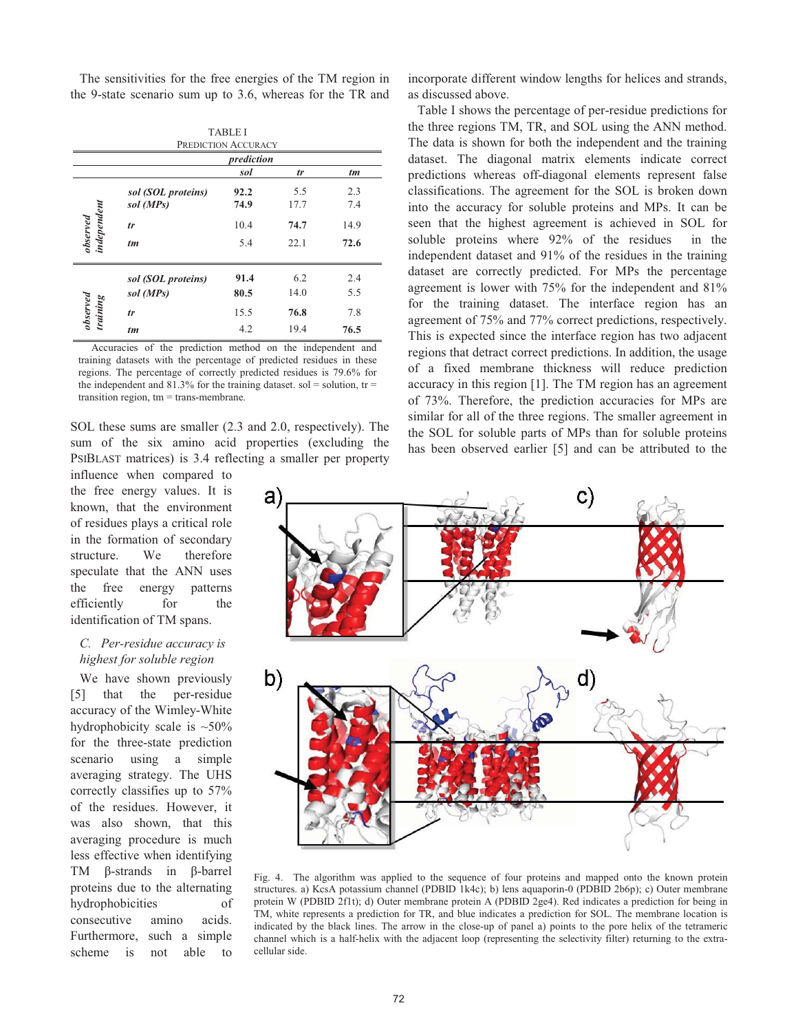The sensitivities for the free energies of the TM region in the 9-state scenario sum up to 3.6, whereas for the TR and SOL these sums are smaller (2.3 and 2.0, respectively). The sum of the six amino acid properties (excluding the PSIBLAST matrices) is 3.4 reflecting a smaller per property influence when compared to the free energy values. It is known, that the environment of residues plays a critical role in the formation of secondary structure. We therefore speculate that the ANN uses the free energy patterns efficiently for the identification of TM spans.

TABLE I
PREDICTION ACCURACY

| | | prediction | | |
|---|---|---|---|---|
| | | **sol** | **tr** | **tm** |
| observed independent | sol (SOL proteins) | **92.2** | 5.5 | 2.3 |
| | sol (MPs) | **74.9** | 17.7 | 7.4 |
| | tr | 10.4 | **74.7** | 14.9 |
| | tm | 5.4 | 22.1 | **72.6** |
| observed training | sol (SOL proteins) | **91.4** | 6.2 | 2.4 |
| | sol (MPs) | **80.5** | 14.0 | 5.5 |
| | tr | 15.5 | **76.8** | 7.8 |
| | tm | 4.2 | 19.4 | **76.5** |

Accuracies of the prediction method on the independent and training datasets with the percentage of predicted residues in these regions. The percentage of correctly predicted residues is 79.6% for the independent and 81.3% for the training dataset. sol = solution, tr = transition region, tm = trans-membrane.

### C. Per-residue accuracy is highest for soluble region

We have shown previously [5] that the per-residue accuracy of the Wimley-White hydrophobicity scale is ~50% for the three-state prediction scenario using a simple averaging strategy. The UHS correctly classifies up to 57% of the residues. However, it was also shown, that this averaging procedure is much less effective when identifying TM β-strands in β-barrel proteins due to the alternating hydrophobicities of consecutive amino acids. Furthermore, such a simple scheme is not able to incorporate different window lengths for helices and strands, as discussed above.

Table I shows the percentage of per-residue predictions for the three regions TM, TR, and SOL using the ANN method. The data is shown for both the independent and the training dataset. The diagonal matrix elements indicate correct predictions whereas off-diagonal elements represent false classifications. The agreement for the SOL is broken down into the accuracy for soluble proteins and MPs. It can be seen that the highest agreement is achieved in SOL for soluble proteins where 92% of the residues in the independent dataset and 91% of the residues in the training dataset are correctly predicted. For MPs the percentage agreement is lower with 75% for the independent and 81% for the training dataset. The interface region has an agreement of 75% and 77% correct predictions, respectively. This is expected since the interface region has two adjacent regions that detract correct predictions. In addition, the usage of a fixed membrane thickness will reduce prediction accuracy in this region [1]. The TM region has an agreement of 73%. Therefore, the prediction accuracies for MPs are similar for all of the three regions. The smaller agreement in the SOL for soluble parts of MPs than for soluble proteins has been observed earlier [5] and can be attributed to the

Fig. 4. The algorithm was applied to the sequence of four proteins and mapped onto the known protein structures. a) KcsA potassium channel (PDBID 1k4c); b) lens aquaporin-0 (PDBID 2b6p); c) Outer membrane protein W (PDBID 2f1t); d) Outer membrane protein A (PDBID 2ge4). Red indicates a prediction for being in TM, white represents a prediction for TR, and blue indicates a prediction for SOL. The membrane location is indicated by the black lines. The arrow in the close-up of panel a) points to the pore helix of the tetrameric channel which is a half-helix with the adjacent loop (representing the selectivity filter) returning to the extra-cellular side.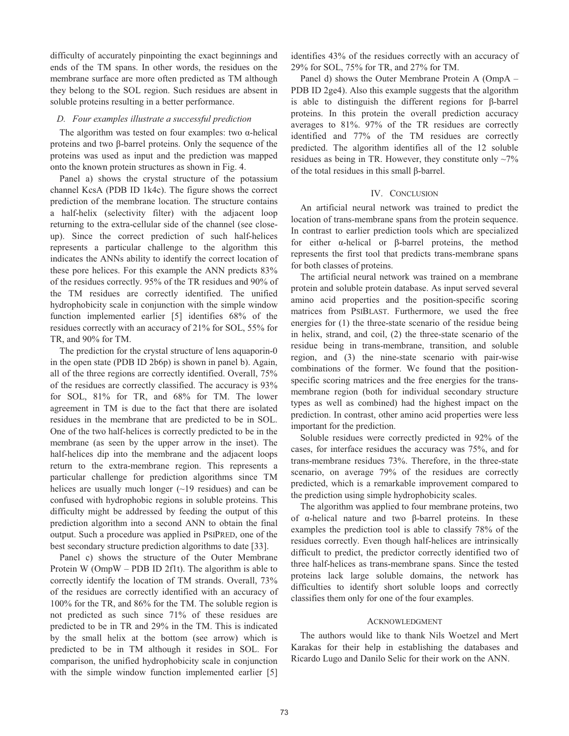difficulty of accurately pinpointing the exact beginnings and ends of the TM spans. In other words, the residues on the membrane surface are more often predicted as TM although they belong to the SOL region. Such residues are absent in soluble proteins resulting in a better performance.

### *D. Four examples illustrate a successful prediction*

The algorithm was tested on four examples: two α-helical proteins and two β-barrel proteins. Only the sequence of the proteins was used as input and the prediction was mapped onto the known protein structures as shown in Fig. 4.

Panel a) shows the crystal structure of the potassium channel KcsA (PDB ID 1k4c). The figure shows the correct prediction of the membrane location. The structure contains a half-helix (selectivity filter) with the adjacent loop returning to the extra-cellular side of the channel (see close-up). Since the correct prediction of such half-helices represents a particular challenge to the algorithm this indicates the ANNs ability to identify the correct location of these pore helices. For this example the ANN predicts 83% of the residues correctly. 95% of the TR residues and 90% of the TM residues are correctly identified. The unified hydrophobicity scale in conjunction with the simple window function implemented earlier [5] identifies 68% of the residues correctly with an accuracy of 21% for SOL, 55% for TR, and 90% for TM.

The prediction for the crystal structure of lens aquaporin-0 in the open state (PDB ID 2b6p) is shown in panel b). Again, all of the three regions are correctly identified. Overall, 75% of the residues are correctly classified. The accuracy is 93% for SOL, 81% for TR, and 68% for TM. The lower agreement in TM is due to the fact that there are isolated residues in the membrane that are predicted to be in SOL. One of the two half-helices is correctly predicted to be in the membrane (as seen by the upper arrow in the inset). The half-helices dip into the membrane and the adjacent loops return to the extra-membrane region. This represents a particular challenge for prediction algorithms since TM helices are usually much longer (~19 residues) and can be confused with hydrophobic regions in soluble proteins. This difficulty might be addressed by feeding the output of this prediction algorithm into a second ANN to obtain the final output. Such a procedure was applied in PSIPRED, one of the best secondary structure prediction algorithms to date [33].

Panel c) shows the structure of the Outer Membrane Protein W (OmpW – PDB ID 2f1t). The algorithm is able to correctly identify the location of TM strands. Overall, 73% of the residues are correctly identified with an accuracy of 100% for the TR, and 86% for the TM. The soluble region is not predicted as such since 71% of these residues are predicted to be in TR and 29% in the TM. This is indicated by the small helix at the bottom (see arrow) which is predicted to be in TM although it resides in SOL. For comparison, the unified hydrophobicity scale in conjunction with the simple window function implemented earlier [5] identifies 43% of the residues correctly with an accuracy of 29% for SOL, 75% for TR, and 27% for TM.

Panel d) shows the Outer Membrane Protein A (OmpA – PDB ID 2ge4). Also this example suggests that the algorithm is able to distinguish the different regions for β-barrel proteins. In this protein the overall prediction accuracy averages to 81%. 97% of the TR residues are correctly identified and 77% of the TM residues are correctly predicted. The algorithm identifies all of the 12 soluble residues as being in TR. However, they constitute only ~7% of the total residues in this small β-barrel.

## IV. CONCLUSION

An artificial neural network was trained to predict the location of trans-membrane spans from the protein sequence. In contrast to earlier prediction tools which are specialized for either α-helical or β-barrel proteins, the method represents the first tool that predicts trans-membrane spans for both classes of proteins.

The artificial neural network was trained on a membrane protein and soluble protein database. As input served several amino acid properties and the position-specific scoring matrices from PSIBLAST. Furthermore, we used the free energies for (1) the three-state scenario of the residue being in helix, strand, and coil, (2) the three-state scenario of the residue being in trans-membrane, transition, and soluble region, and (3) the nine-state scenario with pair-wise combinations of the former. We found that the position-specific scoring matrices and the free energies for the trans-membrane region (both for individual secondary structure types as well as combined) had the highest impact on the prediction. In contrast, other amino acid properties were less important for the prediction.

Soluble residues were correctly predicted in 92% of the cases, for interface residues the accuracy was 75%, and for trans-membrane residues 73%. Therefore, in the three-state scenario, on average 79% of the residues are correctly predicted, which is a remarkable improvement compared to the prediction using simple hydrophobicity scales.

The algorithm was applied to four membrane proteins, two of α-helical nature and two β-barrel proteins. In these examples the prediction tool is able to classify 78% of the residues correctly. Even though half-helices are intrinsically difficult to predict, the predictor correctly identified two of three half-helices as trans-membrane spans. Since the tested proteins lack large soluble domains, the network has difficulties to identify short soluble loops and correctly classifies them only for one of the four examples.

## ACKNOWLEDGMENT

The authors would like to thank Nils Woetzel and Mert Karakas for their help in establishing the databases and Ricardo Lugo and Danilo Selic for their work on the ANN.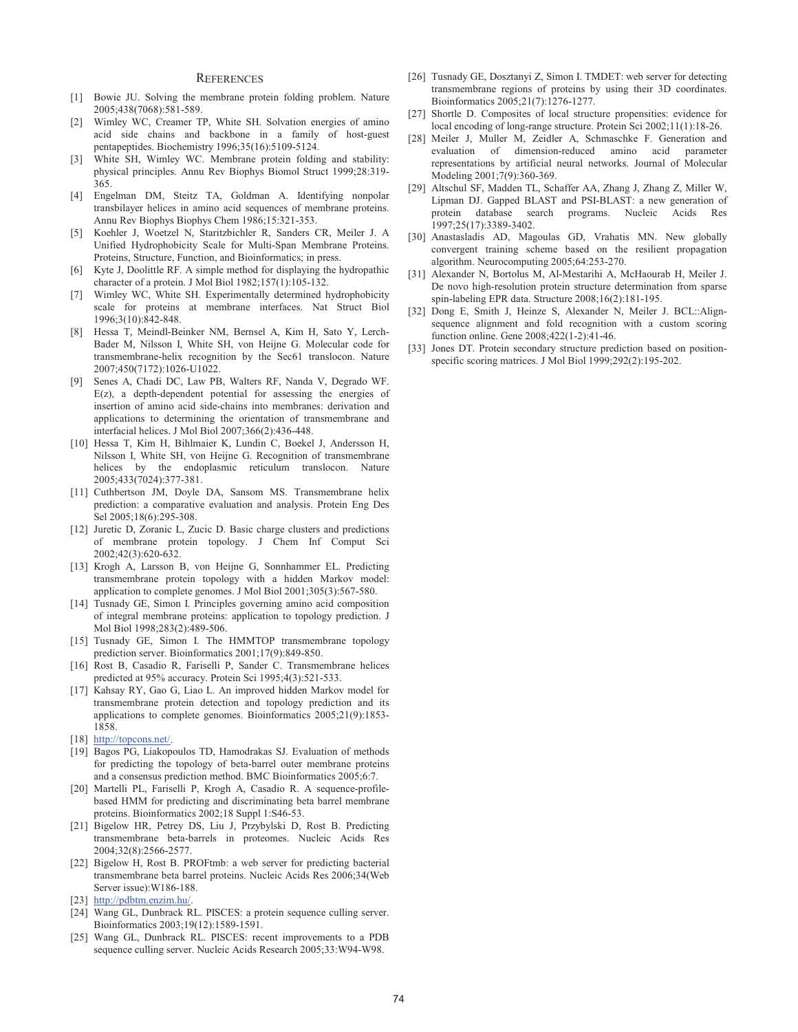## REFERENCES

[1] Bowie JU. Solving the membrane protein folding problem. Nature 2005;438(7068):581-589.

[2] Wimley WC, Creamer TP, White SH. Solvation energies of amino acid side chains and backbone in a family of host-guest pentapeptides. Biochemistry 1996;35(16):5109-5124.

[3] White SH, Wimley WC. Membrane protein folding and stability: physical principles. Annu Rev Biophys Biomol Struct 1999;28:319-365.

[4] Engelman DM, Steitz TA, Goldman A. Identifying nonpolar transbilayer helices in amino acid sequences of membrane proteins. Annu Rev Biophys Biophys Chem 1986;15:321-353.

[5] Koehler J, Woetzel N, Staritzbichler R, Sanders CR, Meiler J. A Unified Hydrophobicity Scale for Multi-Span Membrane Proteins. Proteins, Structure, Function, and Bioinformatics; in press.

[6] Kyte J, Doolittle RF. A simple method for displaying the hydropathic character of a protein. J Mol Biol 1982;157(1):105-132.

[7] Wimley WC, White SH. Experimentally determined hydrophobicity scale for proteins at membrane interfaces. Nat Struct Biol 1996;3(10):842-848.

[8] Hessa T, Meindl-Beinker NM, Bernsel A, Kim H, Sato Y, Lerch-Bader M, Nilsson I, White SH, von Heijne G. Molecular code for transmembrane-helix recognition by the Sec61 translocon. Nature 2007;450(7172):1026-U1022.

[9] Senes A, Chadi DC, Law PB, Walters RF, Nanda V, Degrado WF. E(z), a depth-dependent potential for assessing the energies of insertion of amino acid side-chains into membranes: derivation and applications to determining the orientation of transmembrane and interfacial helices. J Mol Biol 2007;366(2):436-448.

[10] Hessa T, Kim H, Bihlmaier K, Lundin C, Boekel J, Andersson H, Nilsson I, White SH, von Heijne G. Recognition of transmembrane helices by the endoplasmic reticulum translocon. Nature 2005;433(7024):377-381.

[11] Cuthbertson JM, Doyle DA, Sansom MS. Transmembrane helix prediction: a comparative evaluation and analysis. Protein Eng Des Sel 2005;18(6):295-308.

[12] Juretic D, Zoranic L, Zucic D. Basic charge clusters and predictions of membrane protein topology. J Chem Inf Comput Sci 2002;42(3):620-632.

[13] Krogh A, Larsson B, von Heijne G, Sonnhammer EL. Predicting transmembrane protein topology with a hidden Markov model: application to complete genomes. J Mol Biol 2001;305(3):567-580.

[14] Tusnady GE, Simon I. Principles governing amino acid composition of integral membrane proteins: application to topology prediction. J Mol Biol 1998;283(2):489-506.

[15] Tusnady GE, Simon I. The HMMTOP transmembrane topology prediction server. Bioinformatics 2001;17(9):849-850.

[16] Rost B, Casadio R, Fariselli P, Sander C. Transmembrane helices predicted at 95% accuracy. Protein Sci 1995;4(3):521-533.

[17] Kahsay RY, Gao G, Liao L. An improved hidden Markov model for transmembrane protein detection and topology prediction and its applications to complete genomes. Bioinformatics 2005;21(9):1853-1858.

[18] http://topcons.net/.

[19] Bagos PG, Liakopoulos TD, Hamodrakas SJ. Evaluation of methods for predicting the topology of beta-barrel outer membrane proteins and a consensus prediction method. BMC Bioinformatics 2005;6:7.

[20] Martelli PL, Fariselli P, Krogh A, Casadio R. A sequence-profile-based HMM for predicting and discriminating beta barrel membrane proteins. Bioinformatics 2002;18 Suppl 1:S46-53.

[21] Bigelow HR, Petrey DS, Liu J, Przybylski D, Rost B. Predicting transmembrane beta-barrels in proteomes. Nucleic Acids Res 2004;32(8):2566-2577.

[22] Bigelow H, Rost B. PROFtmb: a web server for predicting bacterial transmembrane beta barrel proteins. Nucleic Acids Res 2006;34(Web Server issue):W186-188.

[23] http://pdbtm.enzim.hu/.

[24] Wang GL, Dunbrack RL. PISCES: a protein sequence culling server. Bioinformatics 2003;19(12):1589-1591.

[25] Wang GL, Dunbrack RL. PISCES: recent improvements to a PDB sequence culling server. Nucleic Acids Research 2005;33:W94-W98.

[26] Tusnady GE, Dosztanyi Z, Simon I. TMDET: web server for detecting transmembrane regions of proteins by using their 3D coordinates. Bioinformatics 2005;21(7):1276-1277.

[27] Shortle D. Composites of local structure propensities: evidence for local encoding of long-range structure. Protein Sci 2002;11(1):18-26.

[28] Meiler J, Muller M, Zeidler A, Schmaschke F. Generation and evaluation of dimension-reduced amino acid parameter representations by artificial neural networks. Journal of Molecular Modeling 2001;7(9):360-369.

[29] Altschul SF, Madden TL, Schaffer AA, Zhang J, Zhang Z, Miller W, Lipman DJ. Gapped BLAST and PSI-BLAST: a new generation of protein database search programs. Nucleic Acids Res 1997;25(17):3389-3402.

[30] Anastasladis AD, Magoulas GD, Vrahatis MN. New globally convergent training scheme based on the resilient propagation algorithm. Neurocomputing 2005;64:253-270.

[31] Alexander N, Bortolus M, Al-Mestarihi A, McHaourab H, Meiler J. De novo high-resolution protein structure determination from sparse spin-labeling EPR data. Structure 2008;16(2):181-195.

[32] Dong E, Smith J, Heinze S, Alexander N, Meiler J. BCL::Align-sequence alignment and fold recognition with a custom scoring function online. Gene 2008;422(1-2):41-46.

[33] Jones DT. Protein secondary structure prediction based on position-specific scoring matrices. J Mol Biol 1999;292(2):195-202.